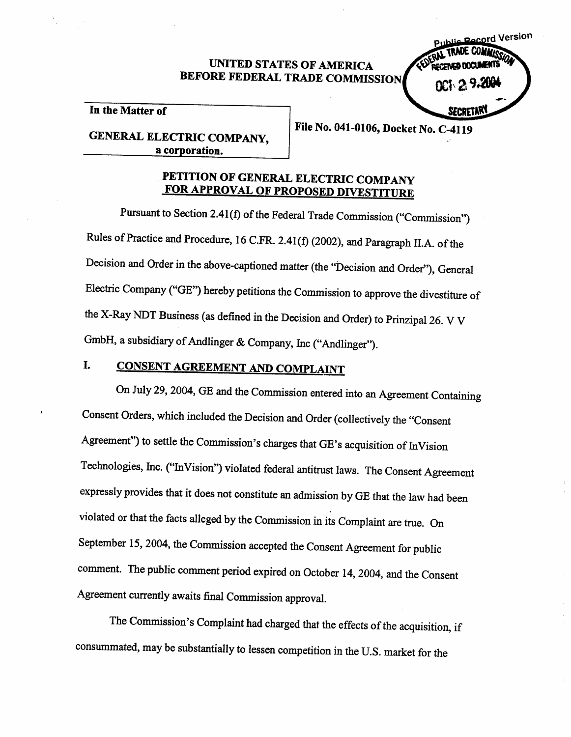Public Record Version

FEDERAL TRADE COMMISSION RECEIVED DOCUMENTS OCT 29 2004 SECRETARY

UNITED STATES OF AMERICA
BEFORE FEDERAL TRADE COMMISSION

In the Matter of

GENERAL ELECTRIC COMPANY,
a corporation.

File No. 041-0106, Docket No. C-4119

## PETITION OF GENERAL ELECTRIC COMPANY FOR APPROVAL OF PROPOSED DIVESTITURE

Pursuant to Section 2.41(f) of the Federal Trade Commission ("Commission") Rules of Practice and Procedure, 16 C.FR. 2.41(f) (2002), and Paragraph II.A. of the Decision and Order in the above-captioned matter (the "Decision and Order"), General Electric Company ("GE") hereby petitions the Commission to approve the divestiture of the X-Ray NDT Business (as defined in the Decision and Order) to Prinzipal 26. V V GmbH, a subsidiary of Andlinger & Company, Inc ("Andlinger").

## I. CONSENT AGREEMENT AND COMPLAINT

On July 29, 2004, GE and the Commission entered into an Agreement Containing Consent Orders, which included the Decision and Order (collectively the "Consent Agreement") to settle the Commission's charges that GE's acquisition of InVision Technologies, Inc. ("InVision") violated federal antitrust laws. The Consent Agreement expressly provides that it does not constitute an admission by GE that the law had been violated or that the facts alleged by the Commission in its Complaint are true. On September 15, 2004, the Commission accepted the Consent Agreement for public comment. The public comment period expired on October 14, 2004, and the Consent Agreement currently awaits final Commission approval.

The Commission's Complaint had charged that the effects of the acquisition, if consummated, may be substantially to lessen competition in the U.S. market for the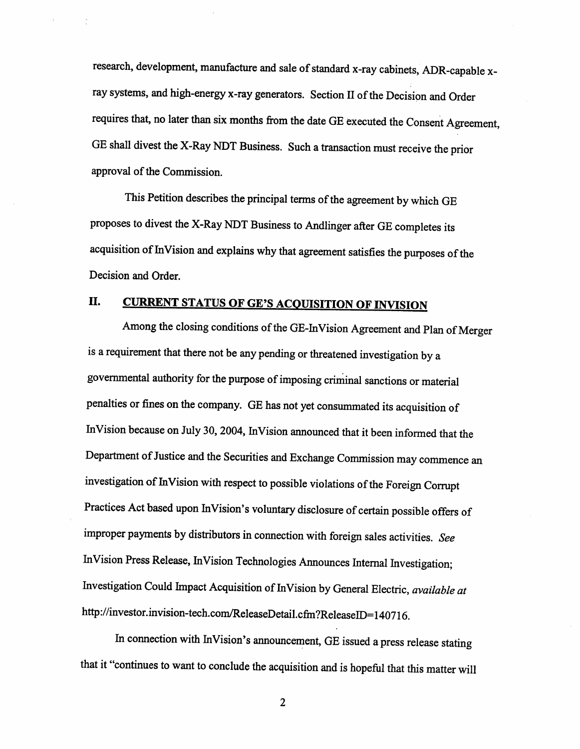research, development, manufacture and sale of standard x-ray cabinets, ADR-capable x-ray systems, and high-energy x-ray generators. Section II of the Decision and Order requires that, no later than six months from the date GE executed the Consent Agreement, GE shall divest the X-Ray NDT Business. Such a transaction must receive the prior approval of the Commission.

This Petition describes the principal terms of the agreement by which GE proposes to divest the X-Ray NDT Business to Andlinger after GE completes its acquisition of InVision and explains why that agreement satisfies the purposes of the Decision and Order.

## II. CURRENT STATUS OF GE'S ACQUISITION OF INVISION

Among the closing conditions of the GE-InVision Agreement and Plan of Merger is a requirement that there not be any pending or threatened investigation by a governmental authority for the purpose of imposing criminal sanctions or material penalties or fines on the company. GE has not yet consummated its acquisition of InVision because on July 30, 2004, InVision announced that it been informed that the Department of Justice and the Securities and Exchange Commission may commence an investigation of InVision with respect to possible violations of the Foreign Corrupt Practices Act based upon InVision's voluntary disclosure of certain possible offers of improper payments by distributors in connection with foreign sales activities. *See* InVision Press Release, InVision Technologies Announces Internal Investigation; Investigation Could Impact Acquisition of InVision by General Electric, *available at* http://investor.invision-tech.com/ReleaseDetail.cfm?ReleaseID=140716.

In connection with InVision's announcement, GE issued a press release stating that it "continues to want to conclude the acquisition and is hopeful that this matter will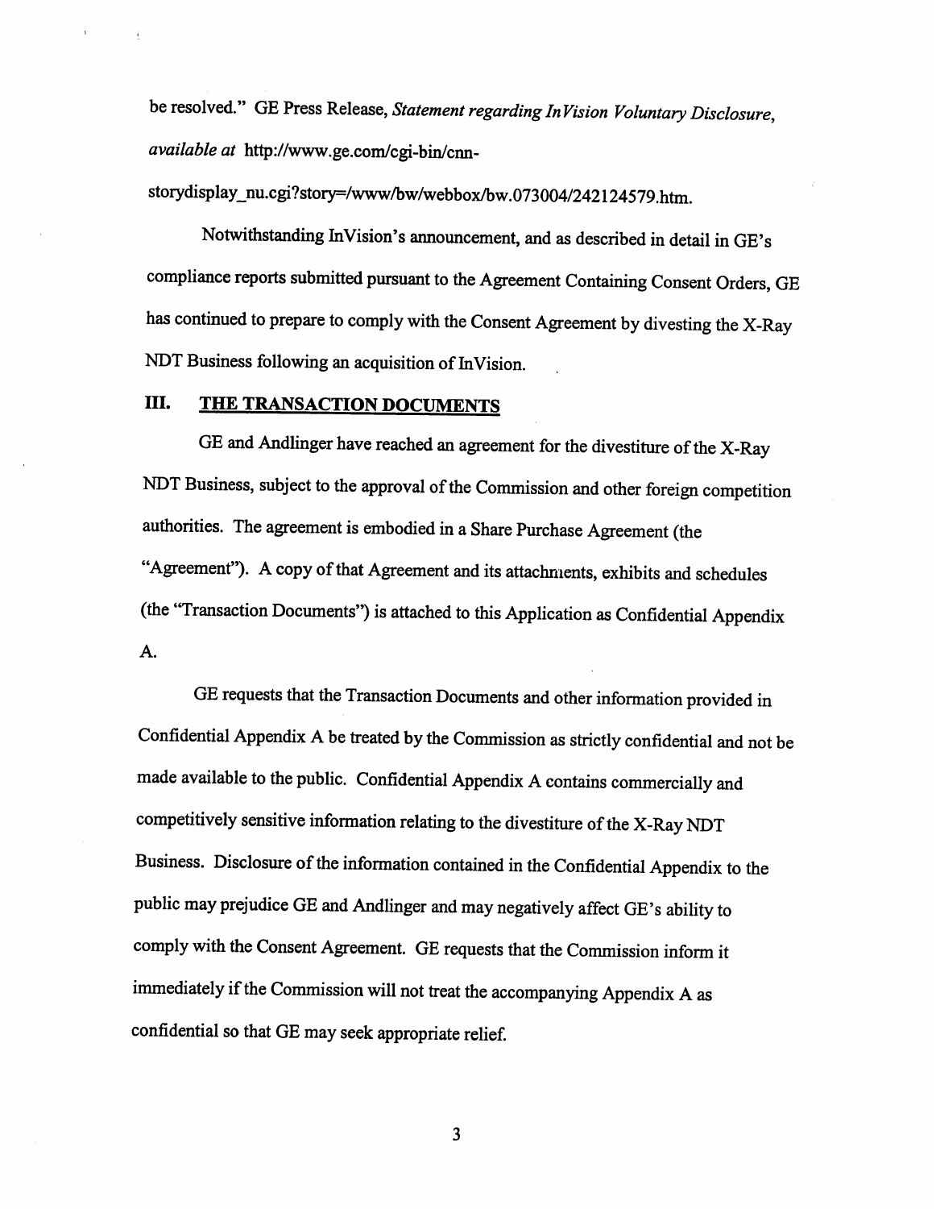be resolved." GE Press Release, *Statement regarding InVision Voluntary Disclosure*, *available at* http://www.ge.com/cgi-bin/cnn-storydisplay_nu.cgi?story=/www/bw/webbox/bw.073004/242124579.htm.

Notwithstanding InVision's announcement, and as described in detail in GE's compliance reports submitted pursuant to the Agreement Containing Consent Orders, GE has continued to prepare to comply with the Consent Agreement by divesting the X-Ray NDT Business following an acquisition of InVision.

## III. THE TRANSACTION DOCUMENTS

GE and Andlinger have reached an agreement for the divestiture of the X-Ray NDT Business, subject to the approval of the Commission and other foreign competition authorities. The agreement is embodied in a Share Purchase Agreement (the "Agreement"). A copy of that Agreement and its attachments, exhibits and schedules (the "Transaction Documents") is attached to this Application as Confidential Appendix A.

GE requests that the Transaction Documents and other information provided in Confidential Appendix A be treated by the Commission as strictly confidential and not be made available to the public. Confidential Appendix A contains commercially and competitively sensitive information relating to the divestiture of the X-Ray NDT Business. Disclosure of the information contained in the Confidential Appendix to the public may prejudice GE and Andlinger and may negatively affect GE's ability to comply with the Consent Agreement. GE requests that the Commission inform it immediately if the Commission will not treat the accompanying Appendix A as confidential so that GE may seek appropriate relief.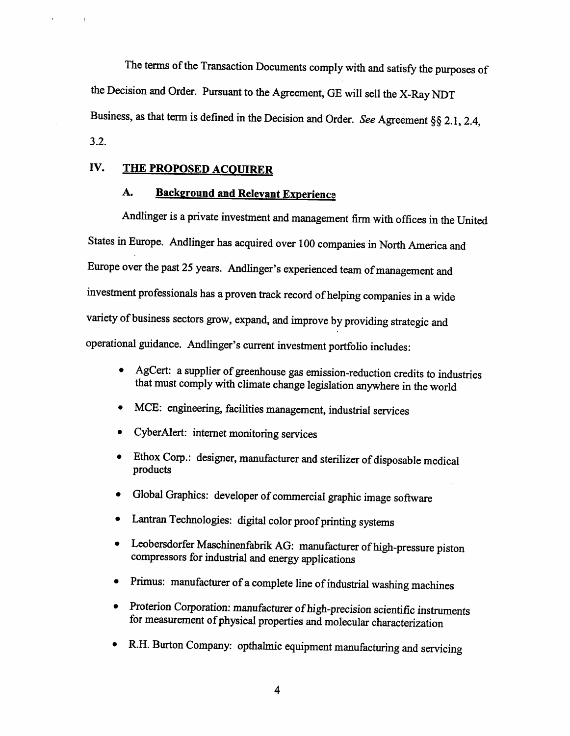The terms of the Transaction Documents comply with and satisfy the purposes of the Decision and Order. Pursuant to the Agreement, GE will sell the X-Ray NDT Business, as that term is defined in the Decision and Order. *See* Agreement §§ 2.1, 2.4, 3.2.

## IV. THE PROPOSED ACQUIRER

### A. Background and Relevant Experience

Andlinger is a private investment and management firm with offices in the United States in Europe. Andlinger has acquired over 100 companies in North America and Europe over the past 25 years. Andlinger's experienced team of management and investment professionals has a proven track record of helping companies in a wide variety of business sectors grow, expand, and improve by providing strategic and operational guidance. Andlinger's current investment portfolio includes:

- AgCert: a supplier of greenhouse gas emission-reduction credits to industries that must comply with climate change legislation anywhere in the world
- MCE: engineering, facilities management, industrial services
- CyberAlert: internet monitoring services
- Ethox Corp.: designer, manufacturer and sterilizer of disposable medical products
- Global Graphics: developer of commercial graphic image software
- Lantran Technologies: digital color proof printing systems
- Leobersdorfer Maschinenfabrik AG: manufacturer of high-pressure piston compressors for industrial and energy applications
- Primus: manufacturer of a complete line of industrial washing machines
- Proterion Corporation: manufacturer of high-precision scientific instruments for measurement of physical properties and molecular characterization
- R.H. Burton Company: opthalmic equipment manufacturing and servicing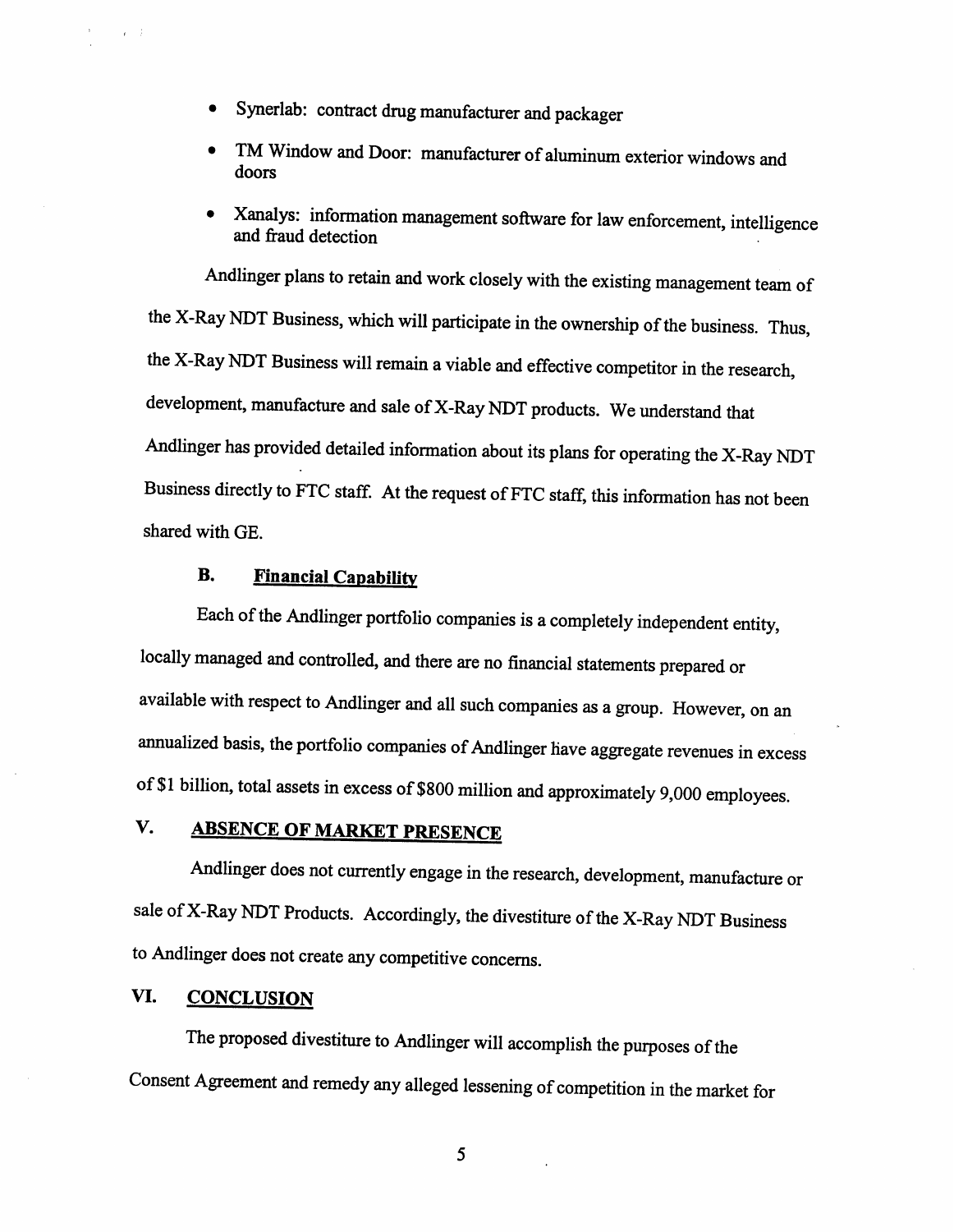- Synerlab: contract drug manufacturer and packager
- TM Window and Door: manufacturer of aluminum exterior windows and doors
- Xanalys: information management software for law enforcement, intelligence and fraud detection

Andlinger plans to retain and work closely with the existing management team of the X-Ray NDT Business, which will participate in the ownership of the business. Thus, the X-Ray NDT Business will remain a viable and effective competitor in the research, development, manufacture and sale of X-Ray NDT products. We understand that Andlinger has provided detailed information about its plans for operating the X-Ray NDT Business directly to FTC staff. At the request of FTC staff, this information has not been shared with GE.

### B. Financial Capability

Each of the Andlinger portfolio companies is a completely independent entity, locally managed and controlled, and there are no financial statements prepared or available with respect to Andlinger and all such companies as a group. However, on an annualized basis, the portfolio companies of Andlinger have aggregate revenues in excess of $1 billion, total assets in excess of $800 million and approximately 9,000 employees.

## V. ABSENCE OF MARKET PRESENCE

Andlinger does not currently engage in the research, development, manufacture or sale of X-Ray NDT Products. Accordingly, the divestiture of the X-Ray NDT Business to Andlinger does not create any competitive concerns.

## VI. CONCLUSION

The proposed divestiture to Andlinger will accomplish the purposes of the Consent Agreement and remedy any alleged lessening of competition in the market for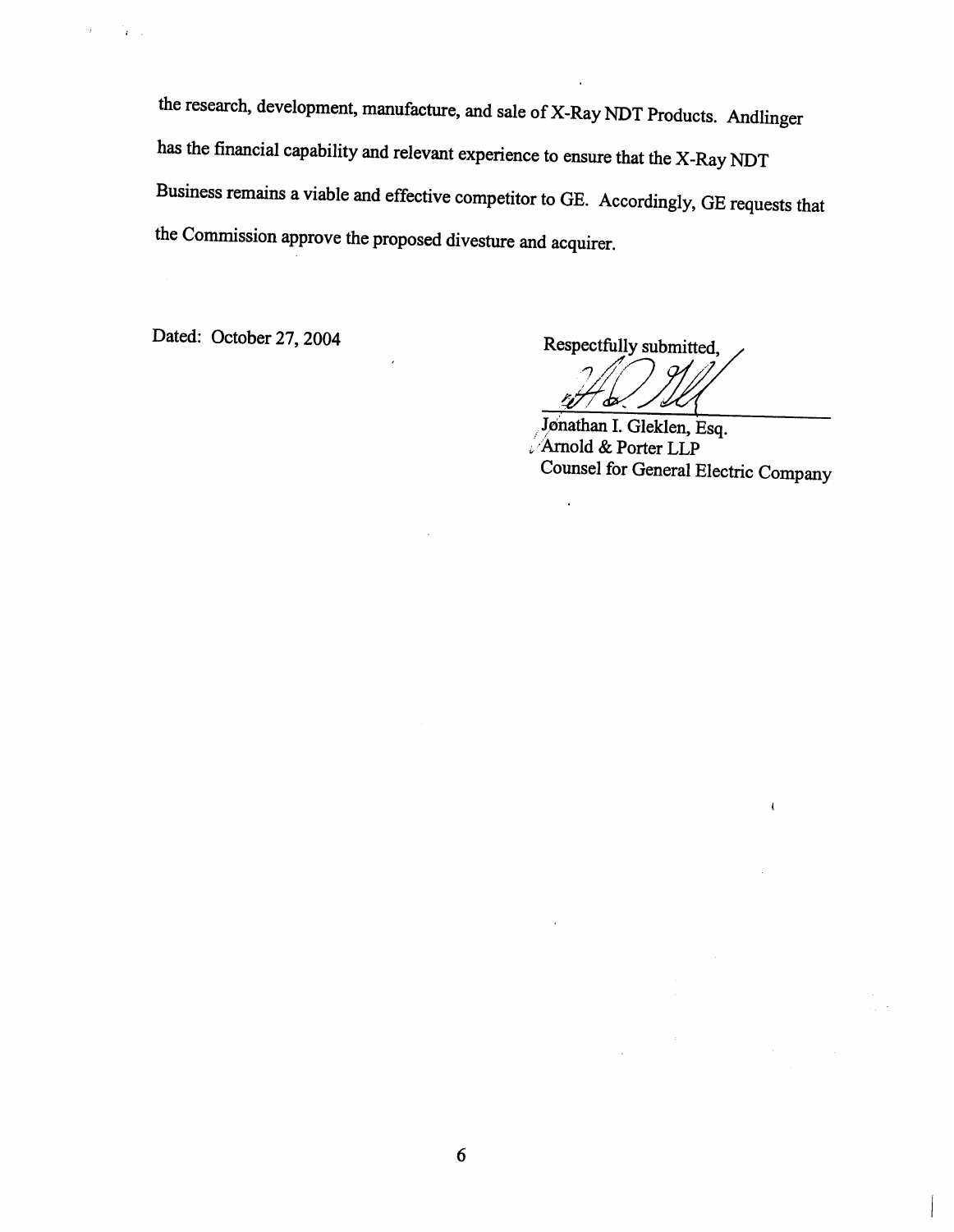the research, development, manufacture, and sale of X-Ray NDT Products. Andlinger has the financial capability and relevant experience to ensure that the X-Ray NDT Business remains a viable and effective competitor to GE. Accordingly, GE requests that the Commission approve the proposed divesture and acquirer.

Dated: October 27, 2004

Respectfully submitted,

Jonathan I. Gleklen, Esq.
Arnold & Porter LLP
Counsel for General Electric Company